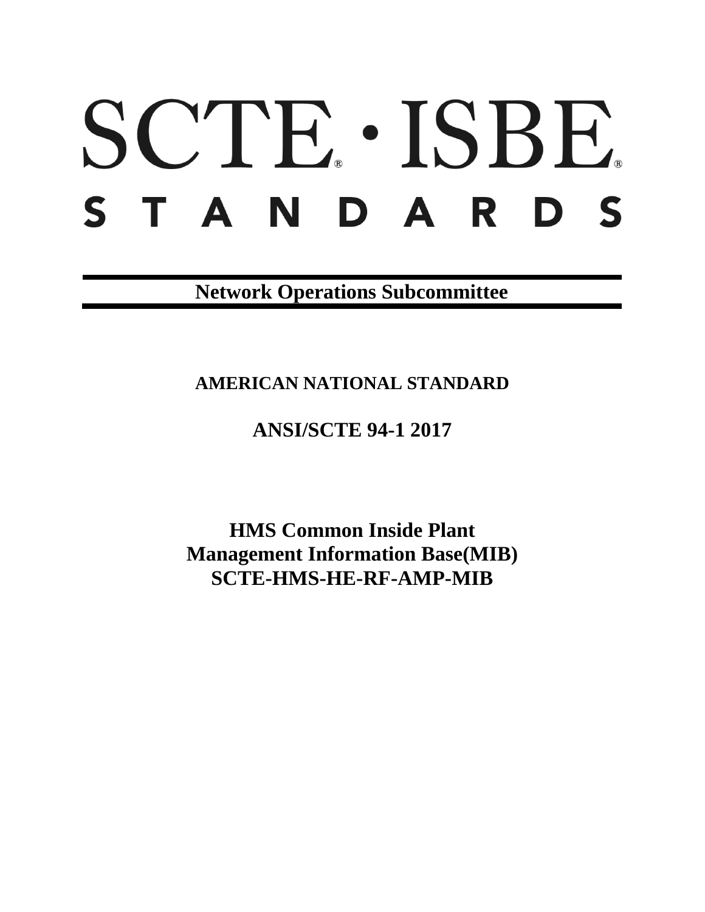# SCTE · ISBE STANDARDS

**Network Operations Subcommittee**

**AMERICAN NATIONAL STANDARD**

**ANSI/SCTE 94-1 2017**

**HMS Common Inside Plant Management Information Base(MIB) SCTE-HMS-HE-RF-AMP-MIB**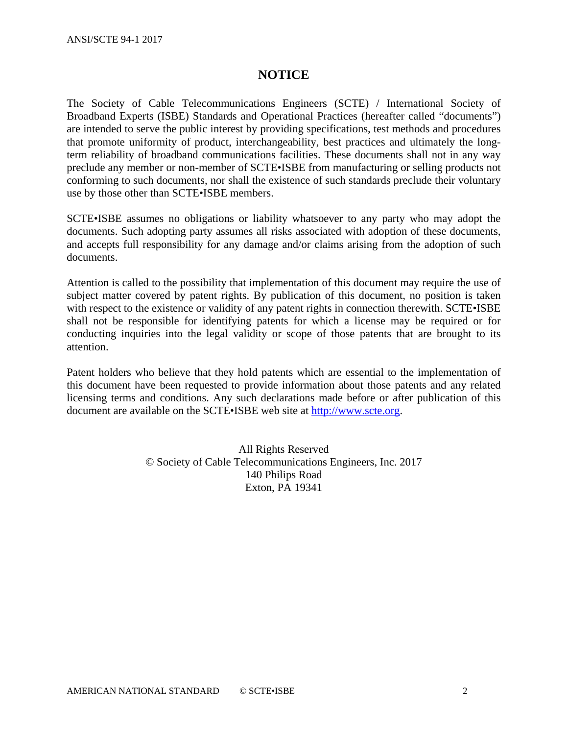## NOTICE

The Society of Cable Telecommunications Engineers (SCTE) / International Society of Broadband Experts (ISBE) Standards and Operational Practices (hereafter called "documents") are intended to serve the public interest by providing specifications, test methods and procedures that promote uniformity of product, interchangeability, best practices and ultimately the long-term reliability of broadband communications facilities. These documents shall not in any way preclude any member or non-member of SCTE•ISBE from manufacturing or selling products not conforming to such documents, nor shall the existence of such standards preclude their voluntary use by those other than SCTE•ISBE members.

SCTE•ISBE assumes no obligations or liability whatsoever to any party who may adopt the documents. Such adopting party assumes all risks associated with adoption of these documents, and accepts full responsibility for any damage and/or claims arising from the adoption of such documents.

Attention is called to the possibility that implementation of this document may require the use of subject matter covered by patent rights. By publication of this document, no position is taken with respect to the existence or validity of any patent rights in connection therewith. SCTE•ISBE shall not be responsible for identifying patents for which a license may be required or for conducting inquiries into the legal validity or scope of those patents that are brought to its attention.

Patent holders who believe that they hold patents which are essential to the implementation of this document have been requested to provide information about those patents and any related licensing terms and conditions. Any such declarations made before or after publication of this document are available on the SCTE•ISBE web site at [http://www.scte.org](http://www.scte.org).

All Rights Reserved
© Society of Cable Telecommunications Engineers, Inc. 2017
140 Philips Road
Exton, PA 19341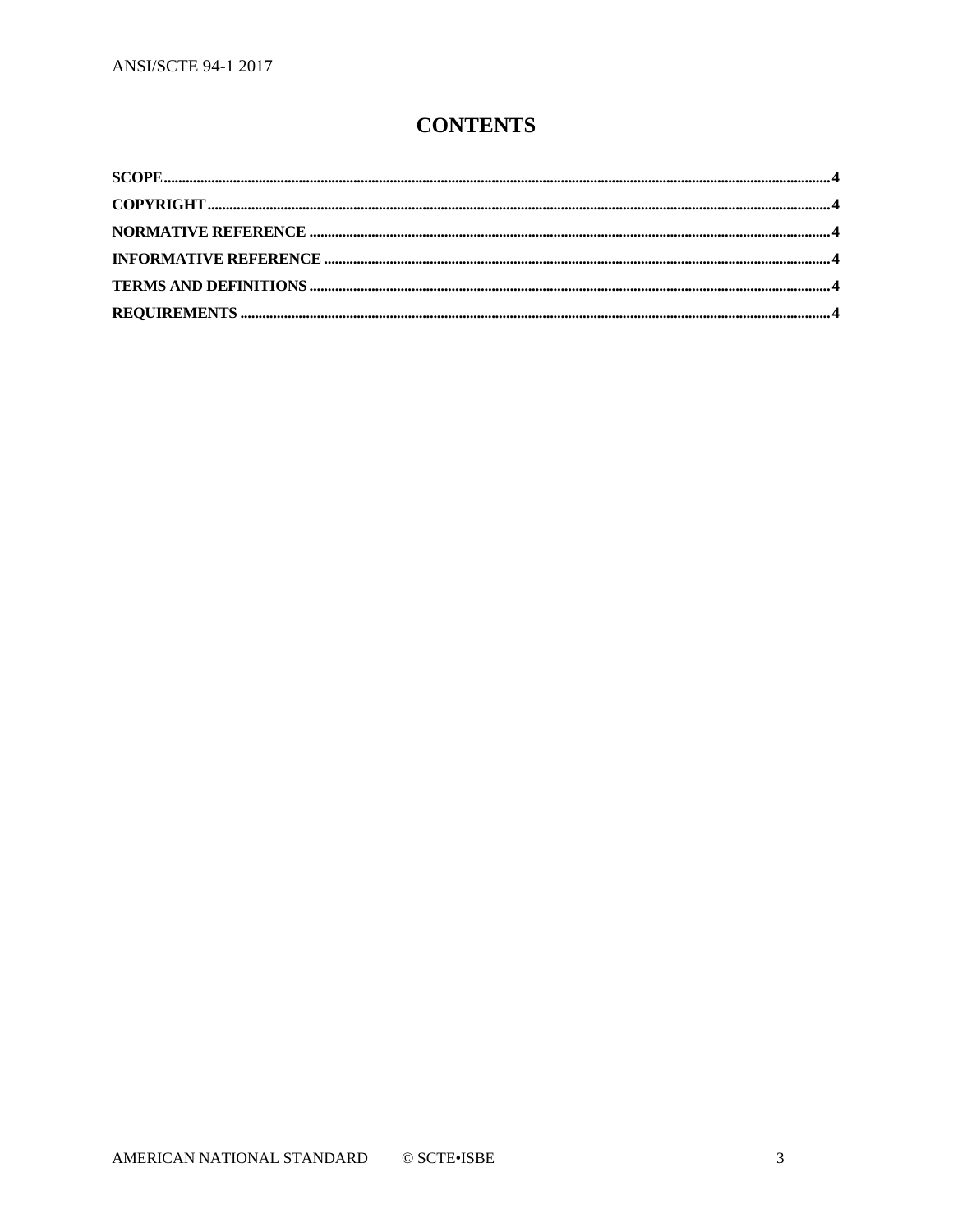# CONTENTS

**SCOPE** .......... 4
**COPYRIGHT** .......... 4
**NORMATIVE REFERENCE** .......... 4
**INFORMATIVE REFERENCE** .......... 4
**TERMS AND DEFINITIONS** .......... 4
**REQUIREMENTS** .......... 4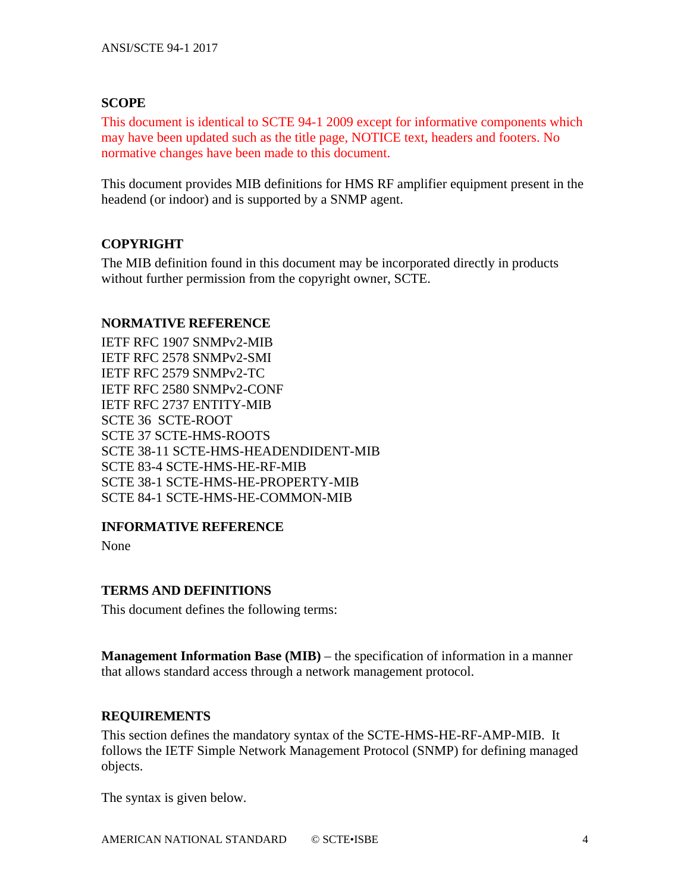## SCOPE

This document is identical to SCTE 94-1 2009 except for informative components which may have been updated such as the title page, NOTICE text, headers and footers. No normative changes have been made to this document.

This document provides MIB definitions for HMS RF amplifier equipment present in the headend (or indoor) and is supported by a SNMP agent.

## COPYRIGHT

The MIB definition found in this document may be incorporated directly in products without further permission from the copyright owner, SCTE.

## NORMATIVE REFERENCE

IETF RFC 1907 SNMPv2-MIB
IETF RFC 2578 SNMPv2-SMI
IETF RFC 2579 SNMPv2-TC
IETF RFC 2580 SNMPv2-CONF
IETF RFC 2737 ENTITY-MIB
SCTE 36 SCTE-ROOT
SCTE 37 SCTE-HMS-ROOTS
SCTE 38-11 SCTE-HMS-HEADENDIDENT-MIB
SCTE 83-4 SCTE-HMS-HE-RF-MIB
SCTE 38-1 SCTE-HMS-HE-PROPERTY-MIB
SCTE 84-1 SCTE-HMS-HE-COMMON-MIB

## INFORMATIVE REFERENCE

None

## TERMS AND DEFINITIONS

This document defines the following terms:

**Management Information Base (MIB)** – the specification of information in a manner that allows standard access through a network management protocol.

## REQUIREMENTS

This section defines the mandatory syntax of the SCTE-HMS-HE-RF-AMP-MIB. It follows the IETF Simple Network Management Protocol (SNMP) for defining managed objects.

The syntax is given below.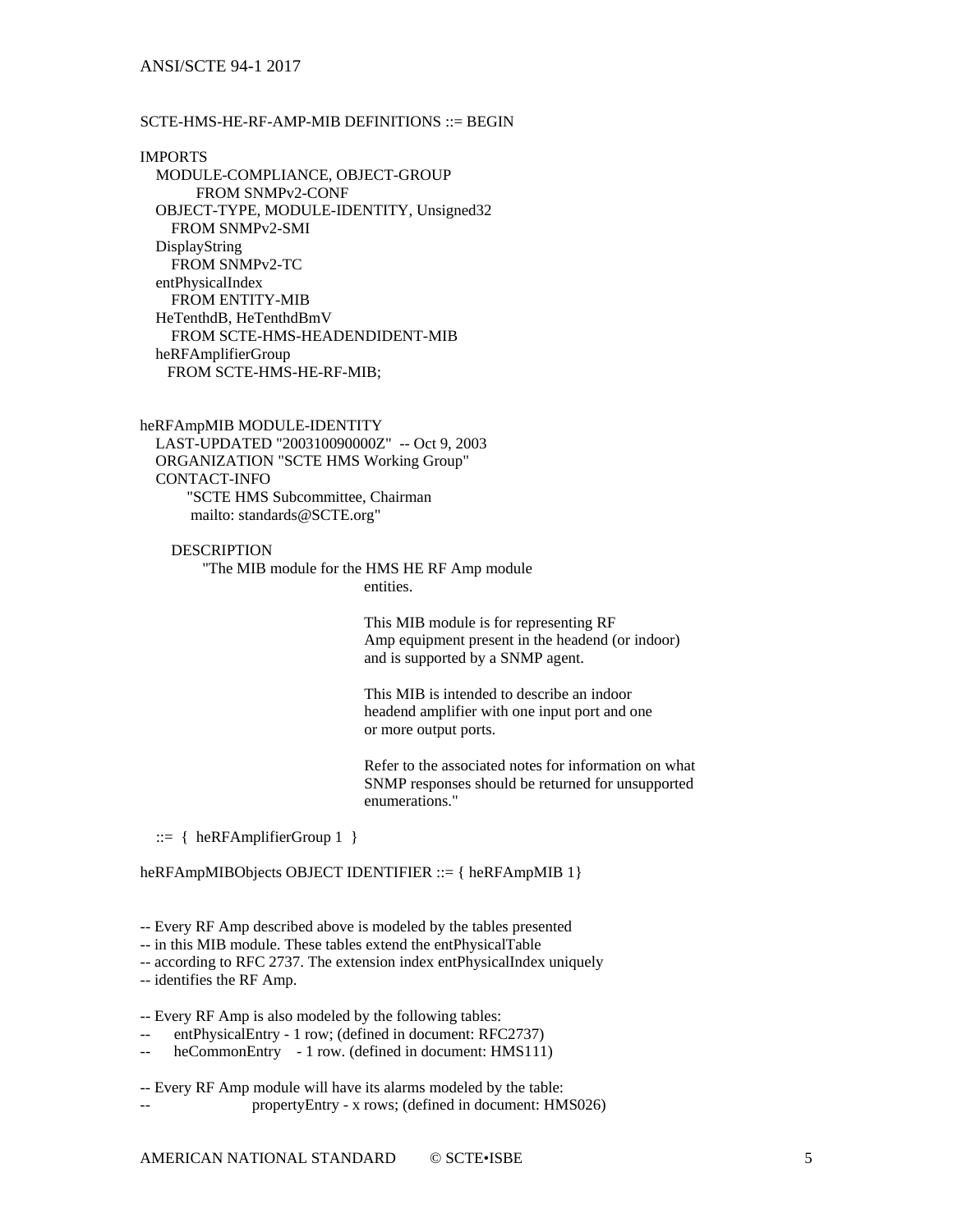```
SCTE-HMS-HE-RF-AMP-MIB DEFINITIONS ::= BEGIN

IMPORTS
   MODULE-COMPLIANCE, OBJECT-GROUP
          FROM SNMPv2-CONF
   OBJECT-TYPE, MODULE-IDENTITY, Unsigned32
      FROM SNMPv2-SMI
   DisplayString
      FROM SNMPv2-TC
   entPhysicalIndex
      FROM ENTITY-MIB
   HeTenthdB, HeTenthdBmV
      FROM SCTE-HMS-HEADENDIDENT-MIB
   heRFAmplifierGroup
     FROM SCTE-HMS-HE-RF-MIB;


heRFAmpMIB MODULE-IDENTITY
   LAST-UPDATED "200310090000Z"  -- Oct 9, 2003
   ORGANIZATION "SCTE HMS Working Group"
   CONTACT-INFO
         "SCTE HMS Subcommittee, Chairman
          mailto: standards@SCTE.org"

      DESCRIPTION
           "The MIB module for the HMS HE RF Amp module
                                   entities.

                                   This MIB module is for representing RF
                                   Amp equipment present in the headend (or indoor)
                                   and is supported by a SNMP agent.

                                   This MIB is intended to describe an indoor
                                   headend amplifier with one input port and one
                                   or more output ports.

                                   Refer to the associated notes for information on what
                                   SNMP responses should be returned for unsupported
                                   enumerations."

   ::=  {  heRFAmplifierGroup 1  }

heRFAmpMIBObjects OBJECT IDENTIFIER ::= { heRFAmpMIB 1}


-- Every RF Amp described above is modeled by the tables presented
-- in this MIB module. These tables extend the entPhysicalTable
-- according to RFC 2737. The extension index entPhysicalIndex uniquely
-- identifies the RF Amp.

-- Every RF Amp is also modeled by the following tables:
--      entPhysicalEntry - 1 row; (defined in document: RFC2737)
--      heCommonEntry    - 1 row. (defined in document: HMS111)

-- Every RF Amp module will have its alarms modeled by the table:
--                      propertyEntry - x rows; (defined in document: HMS026)
```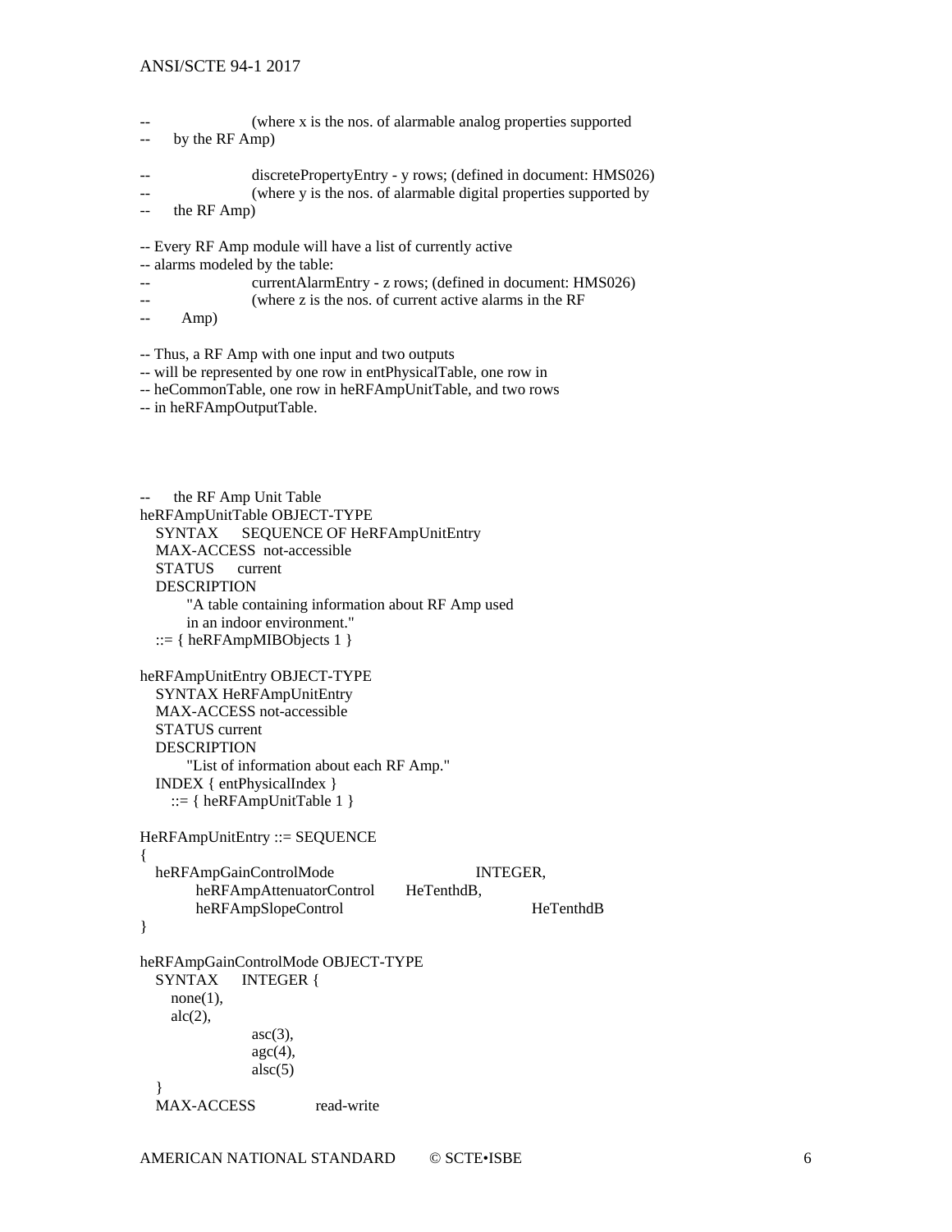```
--                    (where x is the nos. of alarmable analog properties supported
--     by the RF Amp)

--                    discretePropertyEntry - y rows; (defined in document: HMS026)
--                    (where y is the nos. of alarmable digital properties supported by
--     the RF Amp)

-- Every RF Amp module will have a list of currently active
-- alarms modeled by the table:
--                    currentAlarmEntry - z rows; (defined in document: HMS026)
--                    (where z is the nos. of current active alarms in the RF
--       Amp)

-- Thus, a RF Amp with one input and two outputs
-- will be represented by one row in entPhysicalTable, one row in
-- heCommonTable, one row in heRFAmpUnitTable, and two rows
-- in heRFAmpOutputTable.




--     the RF Amp Unit Table
heRFAmpUnitTable OBJECT-TYPE
   SYNTAX      SEQUENCE OF HeRFAmpUnitEntry
   MAX-ACCESS  not-accessible
   STATUS      current
   DESCRIPTION
         "A table containing information about RF Amp used
         in an indoor environment."
   ::= { heRFAmpMIBObjects 1 }

heRFAmpUnitEntry OBJECT-TYPE
   SYNTAX HeRFAmpUnitEntry
   MAX-ACCESS not-accessible
   STATUS current
   DESCRIPTION
         "List of information about each RF Amp."
   INDEX { entPhysicalIndex }
      ::= { heRFAmpUnitTable 1 }

HeRFAmpUnitEntry ::= SEQUENCE
{
   heRFAmpGainControlMode                INTEGER,
          heRFAmpAttenuatorControl       HeTenthdB,
          heRFAmpSlopeControl                          HeTenthdB
}

heRFAmpGainControlMode OBJECT-TYPE
   SYNTAX      INTEGER {
      none(1),
      alc(2),
                  asc(3),
                  agc(4),
                  alsc(5)
   }
   MAX-ACCESS            read-write
```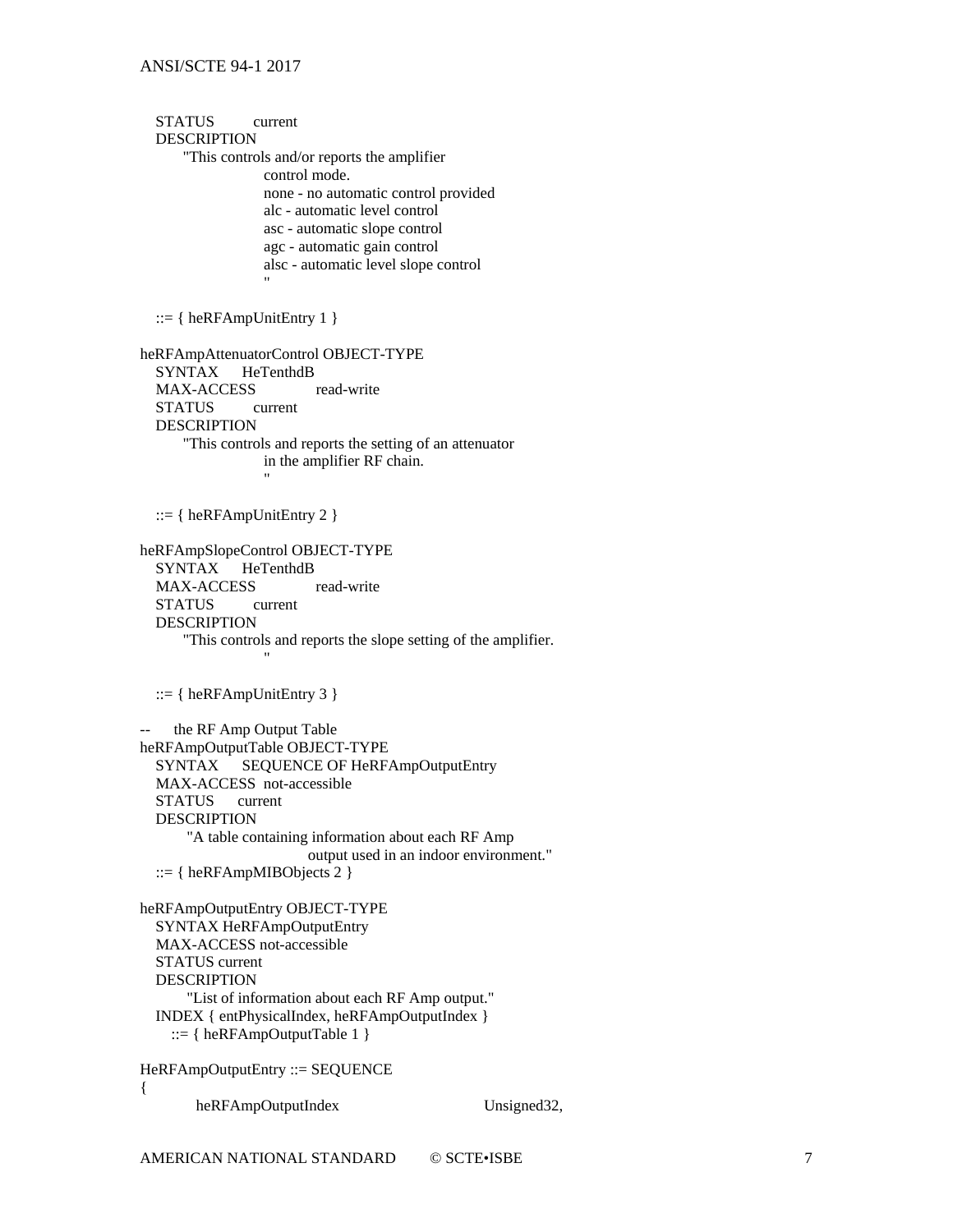```
    STATUS         current
    DESCRIPTION
          "This controls and/or reports the amplifier
                        control mode.
                        none - no automatic control provided
                        alc - automatic level control
                        asc - automatic slope control
                        agc - automatic gain control
                        alsc - automatic level slope control
                        "

    ::= { heRFAmpUnitEntry 1 }

heRFAmpAttenuatorControl OBJECT-TYPE
    SYNTAX      HeTenthdB
    MAX-ACCESS              read-write
    STATUS         current
    DESCRIPTION
          "This controls and reports the setting of an attenuator
                        in the amplifier RF chain.
                        "

    ::= { heRFAmpUnitEntry 2 }

heRFAmpSlopeControl OBJECT-TYPE
    SYNTAX      HeTenthdB
    MAX-ACCESS              read-write
    STATUS         current
    DESCRIPTION
          "This controls and reports the slope setting of the amplifier.
                        "

    ::= { heRFAmpUnitEntry 3 }

--      the RF Amp Output Table
heRFAmpOutputTable OBJECT-TYPE
    SYNTAX      SEQUENCE OF HeRFAmpOutputEntry
    MAX-ACCESS  not-accessible
    STATUS      current
    DESCRIPTION
           "A table containing information about each RF Amp
                              output used in an indoor environment."
    ::= { heRFAmpMIBObjects 2 }

heRFAmpOutputEntry OBJECT-TYPE
    SYNTAX HeRFAmpOutputEntry
    MAX-ACCESS not-accessible
    STATUS current
    DESCRIPTION
           "List of information about each RF Amp output."
    INDEX { entPhysicalIndex, heRFAmpOutputIndex }
       ::= { heRFAmpOutputTable 1 }

HeRFAmpOutputEntry ::= SEQUENCE
{
            heRFAmpOutputIndex                      Unsigned32,
```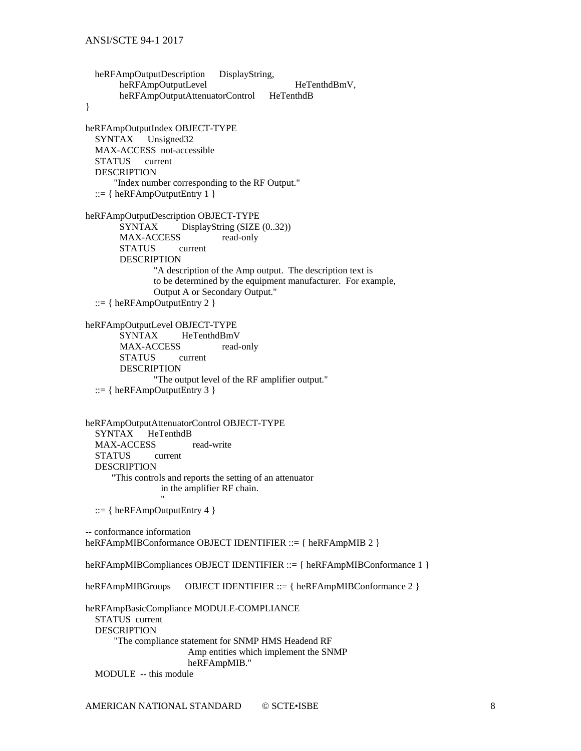```
   heRFAmpOutputDescription      DisplayString,
          heRFAmpOutputLevel                          HeTenthdBmV,
          heRFAmpOutputAttenuatorControl      HeTenthdB
}

heRFAmpOutputIndex OBJECT-TYPE
   SYNTAX      Unsigned32
   MAX-ACCESS  not-accessible
   STATUS      current
   DESCRIPTION
        "Index number corresponding to the RF Output."
   ::= { heRFAmpOutputEntry 1 }

heRFAmpOutputDescription OBJECT-TYPE
          SYNTAX         DisplayString (SIZE (0..32))
          MAX-ACCESS              read-only
          STATUS         current
          DESCRIPTION
                    "A description of the Amp output.  The description text is
                    to be determined by the equipment manufacturer.  For example,
                    Output A or Secondary Output."
   ::= { heRFAmpOutputEntry 2 }

heRFAmpOutputLevel OBJECT-TYPE
          SYNTAX         HeTenthdBmV
          MAX-ACCESS              read-only
          STATUS         current
          DESCRIPTION
                    "The output level of the RF amplifier output."
   ::= { heRFAmpOutputEntry 3 }


heRFAmpOutputAttenuatorControl OBJECT-TYPE
   SYNTAX      HeTenthdB
   MAX-ACCESS              read-write
   STATUS         current
   DESCRIPTION
        "This controls and reports the setting of an attenuator
                    in the amplifier RF chain.
                    "
   ::= { heRFAmpOutputEntry 4 }

-- conformance information
heRFAmpMIBConformance OBJECT IDENTIFIER ::= { heRFAmpMIB 2 }

heRFAmpMIBCompliances OBJECT IDENTIFIER ::= { heRFAmpMIBConformance 1 }

heRFAmpMIBGroups      OBJECT IDENTIFIER ::= { heRFAmpMIBConformance 2 }

heRFAmpBasicCompliance MODULE-COMPLIANCE
   STATUS  current
   DESCRIPTION
        "The compliance statement for SNMP HMS Headend RF
                              Amp entities which implement the SNMP
                              heRFAmpMIB."
   MODULE  -- this module
```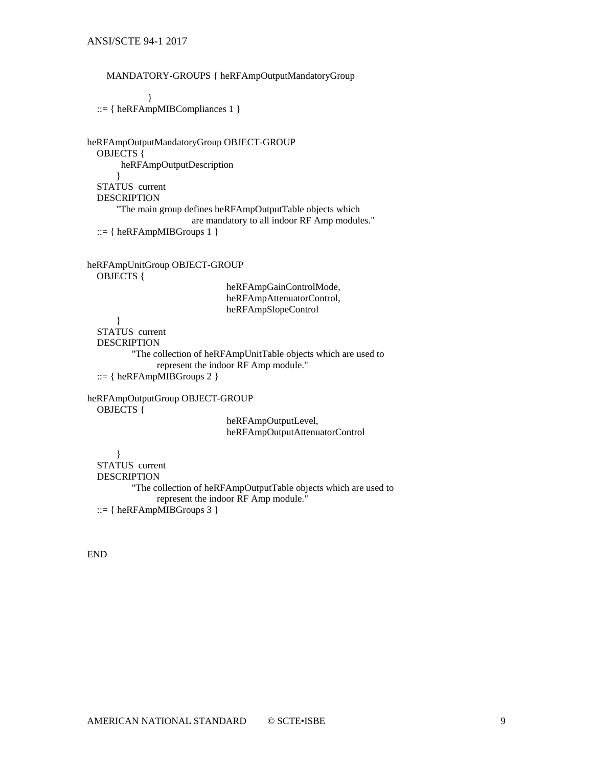```
      MANDATORY-GROUPS { heRFAmpOutputMandatoryGroup

                  }
   ::= { heRFAmpMIBCompliances 1 }


heRFAmpOutputMandatoryGroup OBJECT-GROUP
   OBJECTS {
          heRFAmpOutputDescription
        }
   STATUS  current
   DESCRIPTION
        "The main group defines heRFAmpOutputTable objects which
                           are mandatory to all indoor RF Amp modules."
   ::= { heRFAmpMIBGroups 1 }


heRFAmpUnitGroup OBJECT-GROUP
   OBJECTS {
                                    heRFAmpGainControlMode,
                                    heRFAmpAttenuatorControl,
                                    heRFAmpSlopeControl
        }
   STATUS  current
   DESCRIPTION
            "The collection of heRFAmpUnitTable objects which are used to
                   represent the indoor RF Amp module."
   ::= { heRFAmpMIBGroups 2 }

heRFAmpOutputGroup OBJECT-GROUP
   OBJECTS {
                                    heRFAmpOutputLevel,
                                    heRFAmpOutputAttenuatorControl

        }
   STATUS  current
   DESCRIPTION
            "The collection of heRFAmpOutputTable objects which are used to
                   represent the indoor RF Amp module."
   ::= { heRFAmpMIBGroups 3 }


END
```